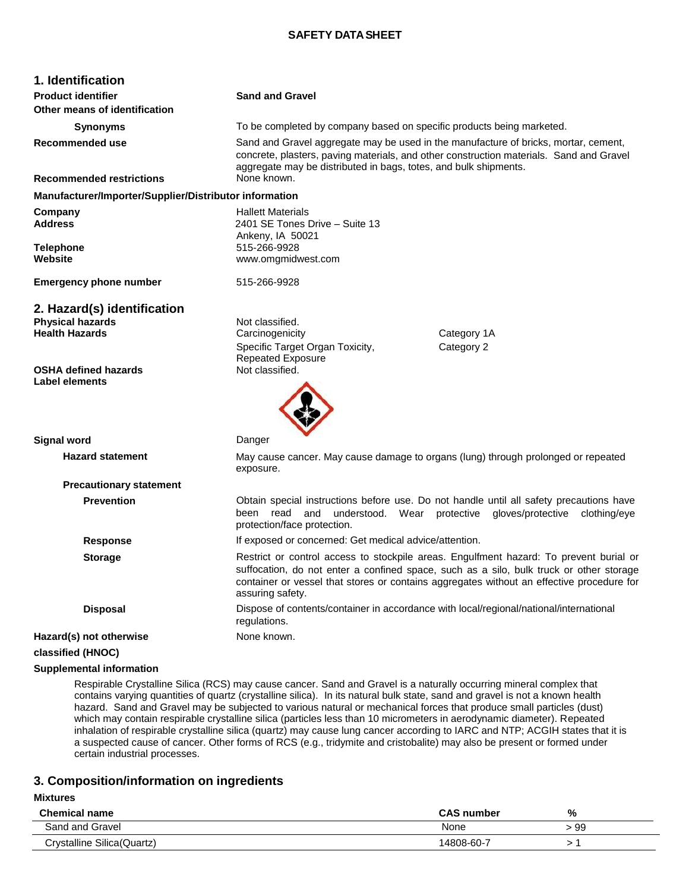# SAFETY DATA SHEET

## 1. Identification

**Product identifier** **Sand and Gravel**

**Other means of identification**

**Synonyms** To be completed by company based on specific products being marketed.

**Recommended use** Sand and Gravel aggregate may be used in the manufacture of bricks, mortar, cement, concrete, plasters, paving materials, and other construction materials. Sand and Gravel aggregate may be distributed in bags, totes, and bulk shipments.

**Recommended restrictions** None known.

**Manufacturer/Importer/Supplier/Distributor information**

**Company** Hallett Materials

**Address** 2401 SE Tones Drive – Suite 13
Ankeny, IA 50021

**Telephone** 515-266-9928

**Website** www.omgmidwest.com

**Emergency phone number** 515-266-9928

## 2. Hazard(s) identification

**Physical hazards** Not classified.

**Health Hazards**

| | |
|---|---|
| Carcinogenicity | Category 1A |
| Specific Target Organ Toxicity, Repeated Exposure | Category 2 |

**OSHA defined hazards** Not classified.

**Label elements**

**Signal word** Danger

**Hazard statement** May cause cancer. May cause damage to organs (lung) through prolonged or repeated exposure.

**Precautionary statement**

**Prevention** Obtain special instructions before use. Do not handle until all safety precautions have been read and understood. Wear protective gloves/protective clothing/eye protection/face protection.

**Response** If exposed or concerned: Get medical advice/attention.

**Storage** Restrict or control access to stockpile areas. Engulfment hazard: To prevent burial or suffocation, do not enter a confined space, such as a silo, bulk truck or other storage container or vessel that stores or contains aggregates without an effective procedure for assuring safety.

**Disposal** Dispose of contents/container in accordance with local/regional/national/international regulations.

**Hazard(s) not otherwise classified (HNOC)** None known.

**Supplemental information**

Respirable Crystalline Silica (RCS) may cause cancer. Sand and Gravel is a naturally occurring mineral complex that contains varying quantities of quartz (crystalline silica). In its natural bulk state, sand and gravel is not a known health hazard. Sand and Gravel may be subjected to various natural or mechanical forces that produce small particles (dust) which may contain respirable crystalline silica (particles less than 10 micrometers in aerodynamic diameter). Repeated inhalation of respirable crystalline silica (quartz) may cause lung cancer according to IARC and NTP; ACGIH states that it is a suspected cause of cancer. Other forms of RCS (e.g., tridymite and cristobalite) may also be present or formed under certain industrial processes.

## 3. Composition/information on ingredients

**Mixtures**

| Chemical name | CAS number | % |
|---|---|---|
| Sand and Gravel | None | > 99 |
| Crystalline Silica(Quartz) | 14808-60-7 | > 1 |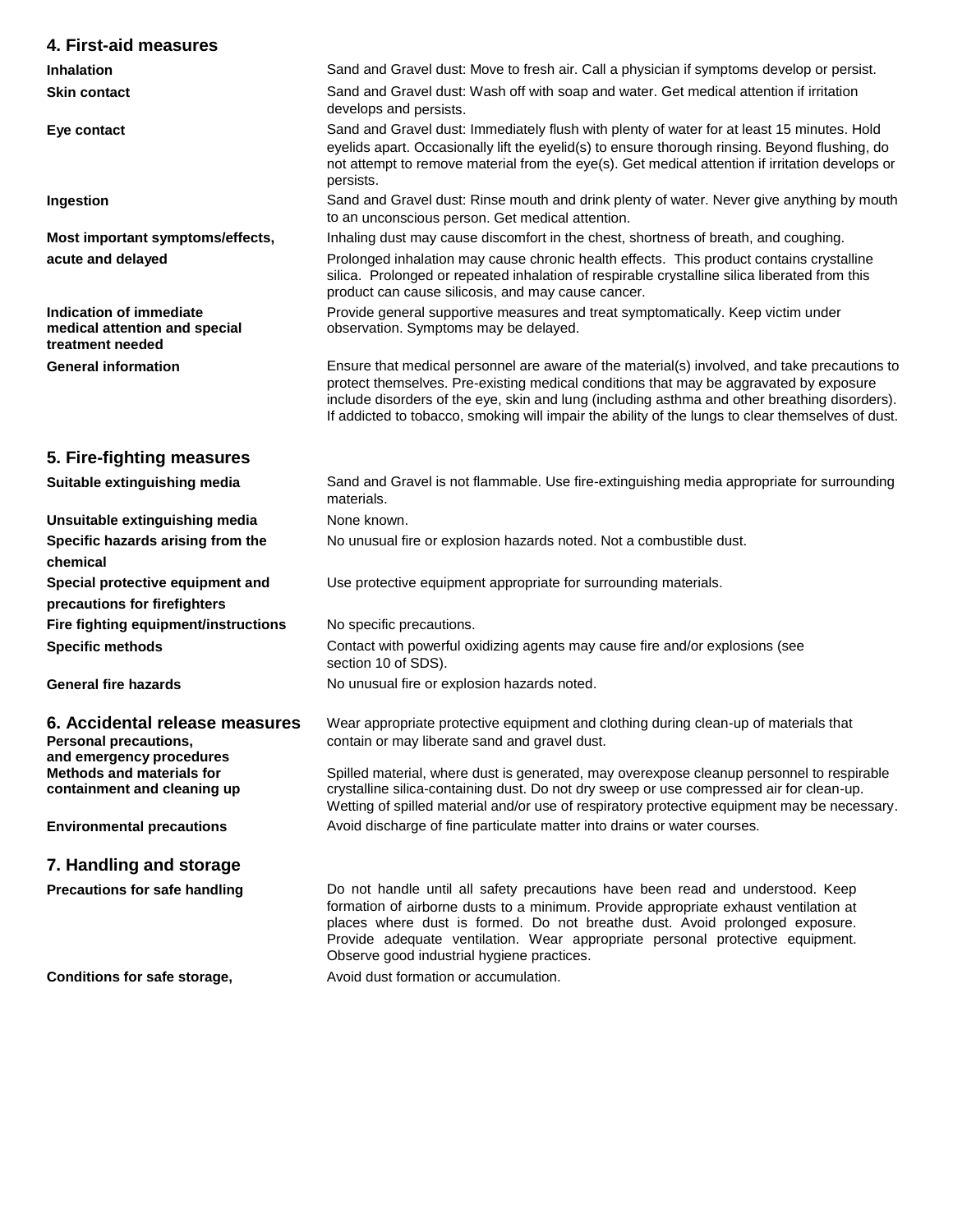## 4. First-aid measures

**Inhalation** Sand and Gravel dust: Move to fresh air. Call a physician if symptoms develop or persist.

**Skin contact** Sand and Gravel dust: Wash off with soap and water. Get medical attention if irritation develops and persists.

**Eye contact** Sand and Gravel dust: Immediately flush with plenty of water for at least 15 minutes. Hold eyelids apart. Occasionally lift the eyelid(s) to ensure thorough rinsing. Beyond flushing, do not attempt to remove material from the eye(s). Get medical attention if irritation develops or persists.

**Ingestion** Sand and Gravel dust: Rinse mouth and drink plenty of water. Never give anything by mouth to an unconscious person. Get medical attention.

**Most important symptoms/effects, acute and delayed** Inhaling dust may cause discomfort in the chest, shortness of breath, and coughing.

Prolonged inhalation may cause chronic health effects. This product contains crystalline silica. Prolonged or repeated inhalation of respirable crystalline silica liberated from this product can cause silicosis, and may cause cancer.

**Indication of immediate medical attention and special treatment needed** Provide general supportive measures and treat symptomatically. Keep victim under observation. Symptoms may be delayed.

**General information** Ensure that medical personnel are aware of the material(s) involved, and take precautions to protect themselves. Pre-existing medical conditions that may be aggravated by exposure include disorders of the eye, skin and lung (including asthma and other breathing disorders). If addicted to tobacco, smoking will impair the ability of the lungs to clear themselves of dust.

## 5. Fire-fighting measures

**Suitable extinguishing media** Sand and Gravel is not flammable. Use fire-extinguishing media appropriate for surrounding materials.

**Unsuitable extinguishing media** None known.

**Specific hazards arising from the chemical** No unusual fire or explosion hazards noted. Not a combustible dust.

**Special protective equipment and precautions for firefighters** Use protective equipment appropriate for surrounding materials.

**Fire fighting equipment/instructions** No specific precautions.

**Specific methods** Contact with powerful oxidizing agents may cause fire and/or explosions (see section 10 of SDS).

**General fire hazards** No unusual fire or explosion hazards noted.

## 6. Accidental release measures

**Personal precautions, and emergency procedures** Wear appropriate protective equipment and clothing during clean-up of materials that contain or may liberate sand and gravel dust.

**Methods and materials for containment and cleaning up** Spilled material, where dust is generated, may overexpose cleanup personnel to respirable crystalline silica-containing dust. Do not dry sweep or use compressed air for clean-up. Wetting of spilled material and/or use of respiratory protective equipment may be necessary.

**Environmental precautions** Avoid discharge of fine particulate matter into drains or water courses.

## 7. Handling and storage

**Precautions for safe handling** Do not handle until all safety precautions have been read and understood. Keep formation of airborne dusts to a minimum. Provide appropriate exhaust ventilation at places where dust is formed. Do not breathe dust. Avoid prolonged exposure. Provide adequate ventilation. Wear appropriate personal protective equipment. Observe good industrial hygiene practices.

**Conditions for safe storage,** Avoid dust formation or accumulation.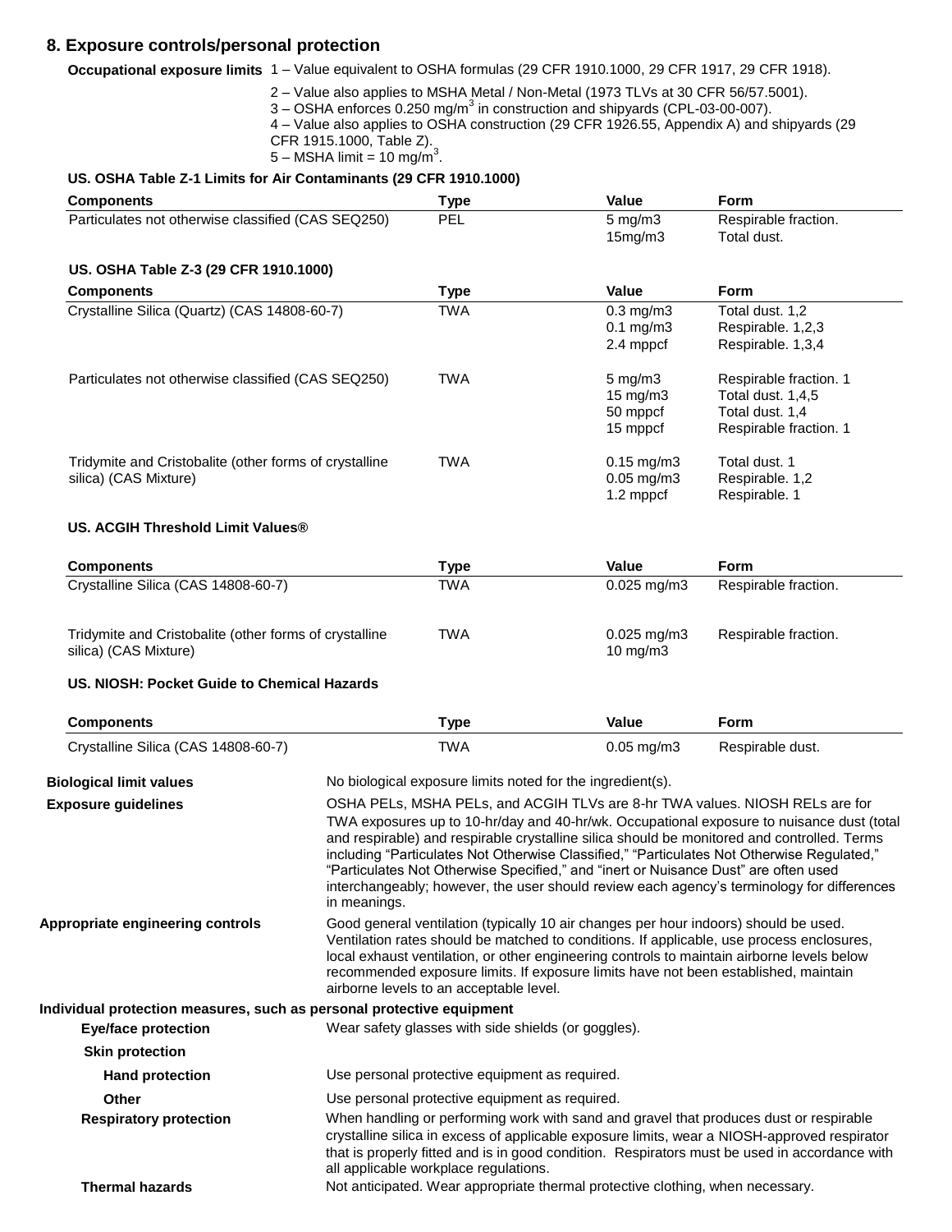## 8. Exposure controls/personal protection

**Occupational exposure limits** 1 – Value equivalent to OSHA formulas (29 CFR 1910.1000, 29 CFR 1917, 29 CFR 1918).

2 – Value also applies to MSHA Metal / Non-Metal (1973 TLVs at 30 CFR 56/57.5001).
3 – OSHA enforces 0.250 mg/m$^3$ in construction and shipyards (CPL-03-00-007).
4 – Value also applies to OSHA construction (29 CFR 1926.55, Appendix A) and shipyards (29 CFR 1915.1000, Table Z).
5 – MSHA limit = 10 mg/m$^3$.

**US. OSHA Table Z-1 Limits for Air Contaminants (29 CFR 1910.1000)**

| Components | Type | Value | Form |
|---|---|---|---|
| Particulates not otherwise classified (CAS SEQ250) | PEL | 5 mg/m3 | Respirable fraction. |
| | | 15mg/m3 | Total dust. |

**US. OSHA Table Z-3 (29 CFR 1910.1000)**

| Components | Type | Value | Form |
|---|---|---|---|
| Crystalline Silica (Quartz) (CAS 14808-60-7) | TWA | 0.3 mg/m3 | Total dust. 1,2 |
| | | 0.1 mg/m3 | Respirable. 1,2,3 |
| | | 2.4 mppcf | Respirable. 1,3,4 |
| Particulates not otherwise classified (CAS SEQ250) | TWA | 5 mg/m3 | Respirable fraction. 1 |
| | | 15 mg/m3 | Total dust. 1,4,5 |
| | | 50 mppcf | Total dust. 1,4 |
| | | 15 mppcf | Respirable fraction. 1 |
| Tridymite and Cristobalite (other forms of crystalline silica) (CAS Mixture) | TWA | 0.15 mg/m3 | Total dust. 1 |
| | | 0.05 mg/m3 | Respirable. 1,2 |
| | | 1.2 mppcf | Respirable. 1 |

**US. ACGIH Threshold Limit Values®**

| Components | Type | Value | Form |
|---|---|---|---|
| Crystalline Silica (CAS 14808-60-7) | TWA | 0.025 mg/m3 | Respirable fraction. |
| Tridymite and Cristobalite (other forms of crystalline silica) (CAS Mixture) | TWA | 0.025 mg/m3 | Respirable fraction. |
| | | 10 mg/m3 | |

**US. NIOSH: Pocket Guide to Chemical Hazards**

| Components | Type | Value | Form |
|---|---|---|---|
| Crystalline Silica (CAS 14808-60-7) | TWA | 0.05 mg/m3 | Respirable dust. |

**Biological limit values** No biological exposure limits noted for the ingredient(s).

**Exposure guidelines** OSHA PELs, MSHA PELs, and ACGIH TLVs are 8-hr TWA values. NIOSH RELs are for TWA exposures up to 10-hr/day and 40-hr/wk. Occupational exposure to nuisance dust (total and respirable) and respirable crystalline silica should be monitored and controlled. Terms including "Particulates Not Otherwise Classified," "Particulates Not Otherwise Regulated," "Particulates Not Otherwise Specified," and "inert or Nuisance Dust" are often used interchangeably; however, the user should review each agency's terminology for differences in meanings.

**Appropriate engineering controls** Good general ventilation (typically 10 air changes per hour indoors) should be used. Ventilation rates should be matched to conditions. If applicable, use process enclosures, local exhaust ventilation, or other engineering controls to maintain airborne levels below recommended exposure limits. If exposure limits have not been established, maintain airborne levels to an acceptable level.

**Individual protection measures, such as personal protective equipment**

**Eye/face protection** Wear safety glasses with side shields (or goggles).

**Skin protection**

**Hand protection** Use personal protective equipment as required.

**Other** Use personal protective equipment as required.

**Respiratory protection** When handling or performing work with sand and gravel that produces dust or respirable crystalline silica in excess of applicable exposure limits, wear a NIOSH-approved respirator that is properly fitted and is in good condition. Respirators must be used in accordance with all applicable workplace regulations.

**Thermal hazards** Not anticipated. Wear appropriate thermal protective clothing, when necessary.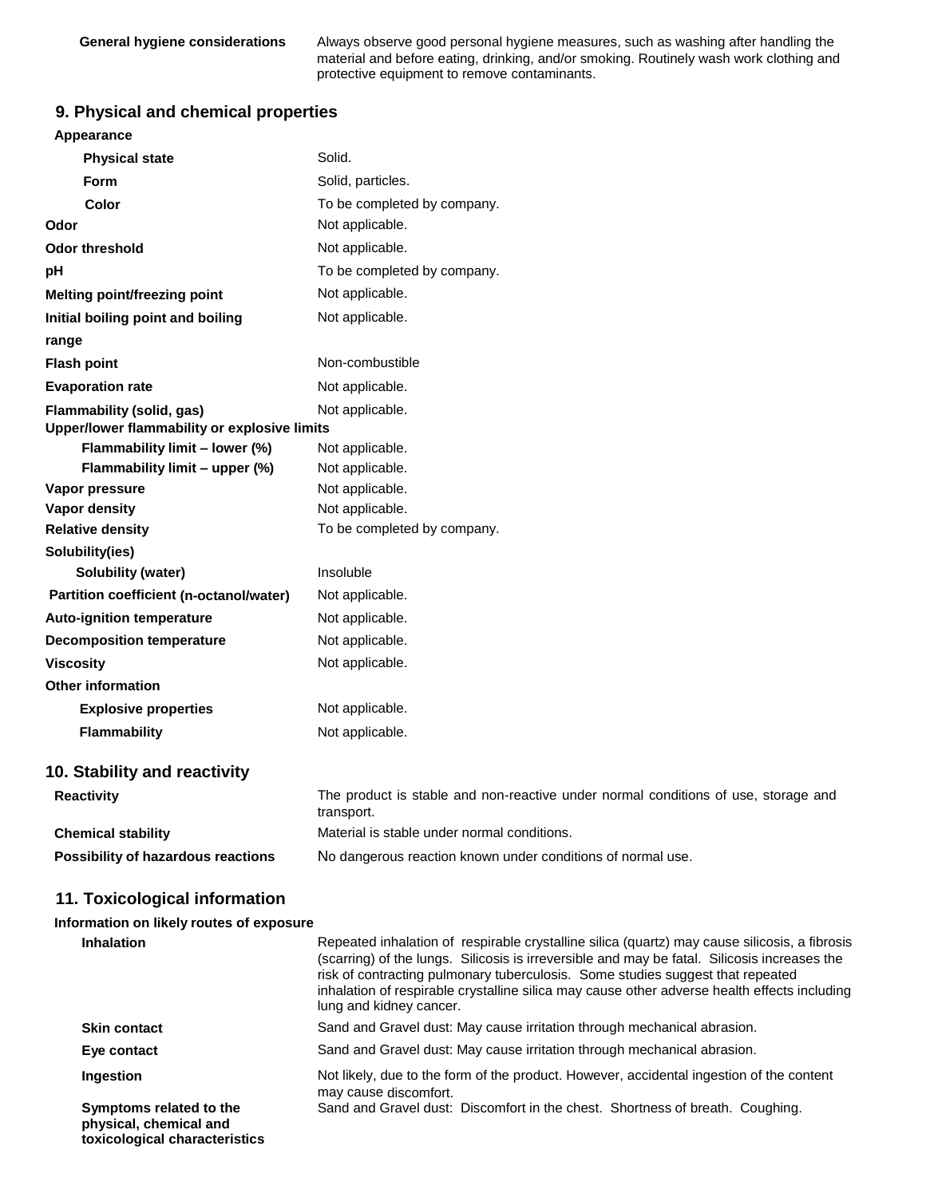| | |
|---|---|
| **General hygiene considerations** | Always observe good personal hygiene measures, such as washing after handling the material and before eating, drinking, and/or smoking. Routinely wash work clothing and protective equipment to remove contaminants. |

## 9. Physical and chemical properties

| | |
|---|---|
| **Appearance** | |
| **Physical state** | Solid. |
| **Form** | Solid, particles. |
| **Color** | To be completed by company. |
| **Odor** | Not applicable. |
| **Odor threshold** | Not applicable. |
| **pH** | To be completed by company. |
| **Melting point/freezing point** | Not applicable. |
| **Initial boiling point and boiling range** | Not applicable. |
| **Flash point** | Non-combustible |
| **Evaporation rate** | Not applicable. |
| **Flammability (solid, gas)** | Not applicable. |
| **Upper/lower flammability or explosive limits** | |
| **Flammability limit – lower (%)** | Not applicable. |
| **Flammability limit – upper (%)** | Not applicable. |
| **Vapor pressure** | Not applicable. |
| **Vapor density** | Not applicable. |
| **Relative density** | To be completed by company. |
| **Solubility(ies)** | |
| **Solubility (water)** | Insoluble |
| **Partition coefficient (n-octanol/water)** | Not applicable. |
| **Auto-ignition temperature** | Not applicable. |
| **Decomposition temperature** | Not applicable. |
| **Viscosity** | Not applicable. |
| **Other information** | |
| **Explosive properties** | Not applicable. |
| **Flammability** | Not applicable. |

## 10. Stability and reactivity

| | |
|---|---|
| **Reactivity** | The product is stable and non-reactive under normal conditions of use, storage and transport. |
| **Chemical stability** | Material is stable under normal conditions. |
| **Possibility of hazardous reactions** | No dangerous reaction known under conditions of normal use. |

## 11. Toxicological information

| | |
|---|---|
| **Information on likely routes of exposure** | |
| **Inhalation** | Repeated inhalation of respirable crystalline silica (quartz) may cause silicosis, a fibrosis (scarring) of the lungs. Silicosis is irreversible and may be fatal. Silicosis increases the risk of contracting pulmonary tuberculosis. Some studies suggest that repeated inhalation of respirable crystalline silica may cause other adverse health effects including lung and kidney cancer. |
| **Skin contact** | Sand and Gravel dust: May cause irritation through mechanical abrasion. |
| **Eye contact** | Sand and Gravel dust: May cause irritation through mechanical abrasion. |
| **Ingestion** | Not likely, due to the form of the product. However, accidental ingestion of the content may cause discomfort. |
| **Symptoms related to the physical, chemical and toxicological characteristics** | Sand and Gravel dust: Discomfort in the chest. Shortness of breath. Coughing. |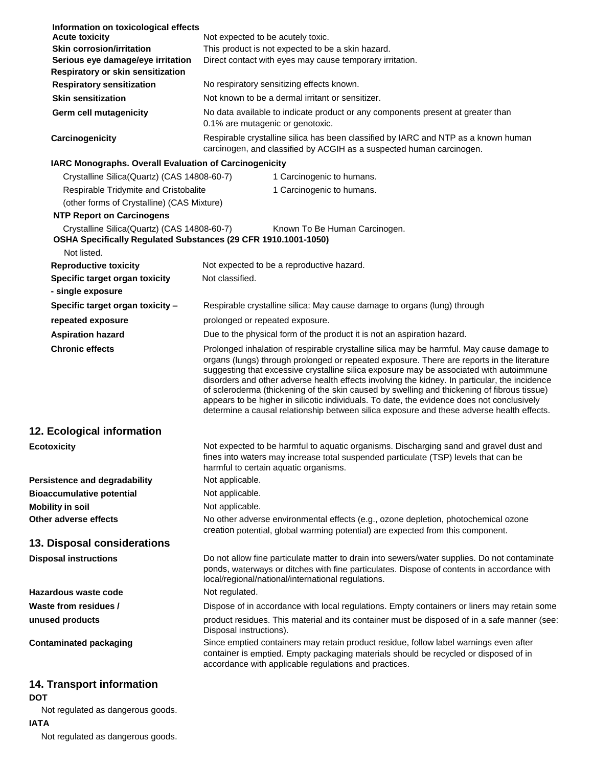**Information on toxicological effects**

**Acute toxicity**: Not expected to be acutely toxic.

**Skin corrosion/irritation**: This product is not expected to be a skin hazard.

**Serious eye damage/eye irritation**: Direct contact with eyes may cause temporary irritation.

**Respiratory or skin sensitization**

**Respiratory sensitization**: No respiratory sensitizing effects known.

**Skin sensitization**: Not known to be a dermal irritant or sensitizer.

**Germ cell mutagenicity**: No data available to indicate product or any components present at greater than 0.1% are mutagenic or genotoxic.

**Carcinogenicity**: Respirable crystalline silica has been classified by IARC and NTP as a known human carcinogen, and classified by ACGIH as a suspected human carcinogen.

**IARC Monographs. Overall Evaluation of Carcinogenicity**

| | |
|---|---|
| Crystalline Silica(Quartz) (CAS 14808-60-7) | 1 Carcinogenic to humans. |
| Respirable Tridymite and Cristobalite (other forms of Crystalline) (CAS Mixture) | 1 Carcinogenic to humans. |

**NTP Report on Carcinogens**

| | |
|---|---|
| Crystalline Silica(Quartz) (CAS 14808-60-7) | Known To Be Human Carcinogen. |

**OSHA Specifically Regulated Substances (29 CFR 1910.1001-1050)**

Not listed.

**Reproductive toxicity**: Not expected to be a reproductive hazard.

**Specific target organ toxicity - single exposure**: Not classified.

**Specific target organ toxicity – repeated exposure**: Respirable crystalline silica: May cause damage to organs (lung) through prolonged or repeated exposure.

**Aspiration hazard**: Due to the physical form of the product it is not an aspiration hazard.

**Chronic effects**: Prolonged inhalation of respirable crystalline silica may be harmful. May cause damage to organs (lungs) through prolonged or repeated exposure. There are reports in the literature suggesting that excessive crystalline silica exposure may be associated with autoimmune disorders and other adverse health effects involving the kidney. In particular, the incidence of scleroderma (thickening of the skin caused by swelling and thickening of fibrous tissue) appears to be higher in silicotic individuals. To date, the evidence does not conclusively determine a causal relationship between silica exposure and these adverse health effects.

## 12. Ecological information

**Ecotoxicity**: Not expected to be harmful to aquatic organisms. Discharging sand and gravel dust and fines into waters may increase total suspended particulate (TSP) levels that can be harmful to certain aquatic organisms.

**Persistence and degradability**: Not applicable.

**Bioaccumulative potential**: Not applicable.

**Mobility in soil**: Not applicable.

**Other adverse effects**: No other adverse environmental effects (e.g., ozone depletion, photochemical ozone creation potential, global warming potential) are expected from this component.

## 13. Disposal considerations

**Disposal instructions**: Do not allow fine particulate matter to drain into sewers/water supplies. Do not contaminate ponds, waterways or ditches with fine particulates. Dispose of contents in accordance with local/regional/national/international regulations.

**Hazardous waste code**: Not regulated.

**Waste from residues / unused products**: Dispose of in accordance with local regulations. Empty containers or liners may retain some product residues. This material and its container must be disposed of in a safe manner (see: Disposal instructions).

**Contaminated packaging**: Since emptied containers may retain product residue, follow label warnings even after container is emptied. Empty packaging materials should be recycled or disposed of in accordance with applicable regulations and practices.

## 14. Transport information

**DOT**

Not regulated as dangerous goods.

**IATA**

Not regulated as dangerous goods.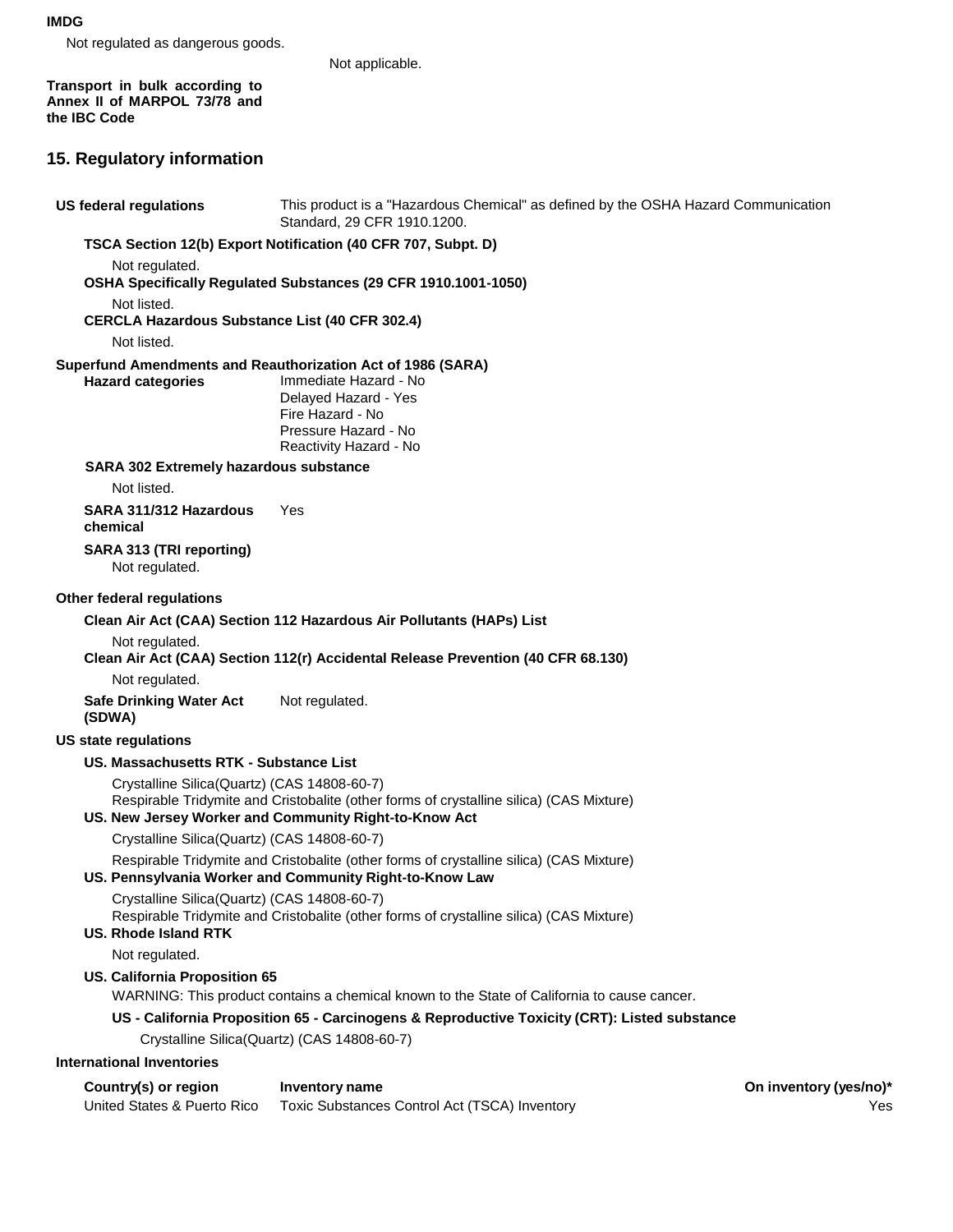**IMDG**

Not regulated as dangerous goods.

**Transport in bulk according to Annex II of MARPOL 73/78 and the IBC Code** Not applicable.

## 15. Regulatory information

**US federal regulations** This product is a "Hazardous Chemical" as defined by the OSHA Hazard Communication Standard, 29 CFR 1910.1200.

**TSCA Section 12(b) Export Notification (40 CFR 707, Subpt. D)**

Not regulated.

**OSHA Specifically Regulated Substances (29 CFR 1910.1001-1050)**

Not listed.

**CERCLA Hazardous Substance List (40 CFR 302.4)**

Not listed.

**Superfund Amendments and Reauthorization Act of 1986 (SARA)**

**Hazard categories**
Immediate Hazard - No
Delayed Hazard - Yes
Fire Hazard - No
Pressure Hazard - No
Reactivity Hazard - No

**SARA 302 Extremely hazardous substance**

Not listed.

**SARA 311/312 Hazardous chemical** Yes

**SARA 313 (TRI reporting)**

Not regulated.

**Other federal regulations**

**Clean Air Act (CAA) Section 112 Hazardous Air Pollutants (HAPs) List**

Not regulated.

**Clean Air Act (CAA) Section 112(r) Accidental Release Prevention (40 CFR 68.130)**

Not regulated.

**Safe Drinking Water Act (SDWA)** Not regulated.

**US state regulations**

**US. Massachusetts RTK - Substance List**

Crystalline Silica(Quartz) (CAS 14808-60-7)
Respirable Tridymite and Cristobalite (other forms of crystalline silica) (CAS Mixture)

**US. New Jersey Worker and Community Right-to-Know Act**

Crystalline Silica(Quartz) (CAS 14808-60-7)
Respirable Tridymite and Cristobalite (other forms of crystalline silica) (CAS Mixture)

**US. Pennsylvania Worker and Community Right-to-Know Law**

Crystalline Silica(Quartz) (CAS 14808-60-7)
Respirable Tridymite and Cristobalite (other forms of crystalline silica) (CAS Mixture)

**US. Rhode Island RTK**

Not regulated.

**US. California Proposition 65**

WARNING: This product contains a chemical known to the State of California to cause cancer.

**US - California Proposition 65 - Carcinogens & Reproductive Toxicity (CRT): Listed substance**

Crystalline Silica(Quartz) (CAS 14808-60-7)

**International Inventories**

| Country(s) or region | Inventory name | On inventory (yes/no)* |
|---|---|---|
| United States & Puerto Rico | Toxic Substances Control Act (TSCA) Inventory | Yes |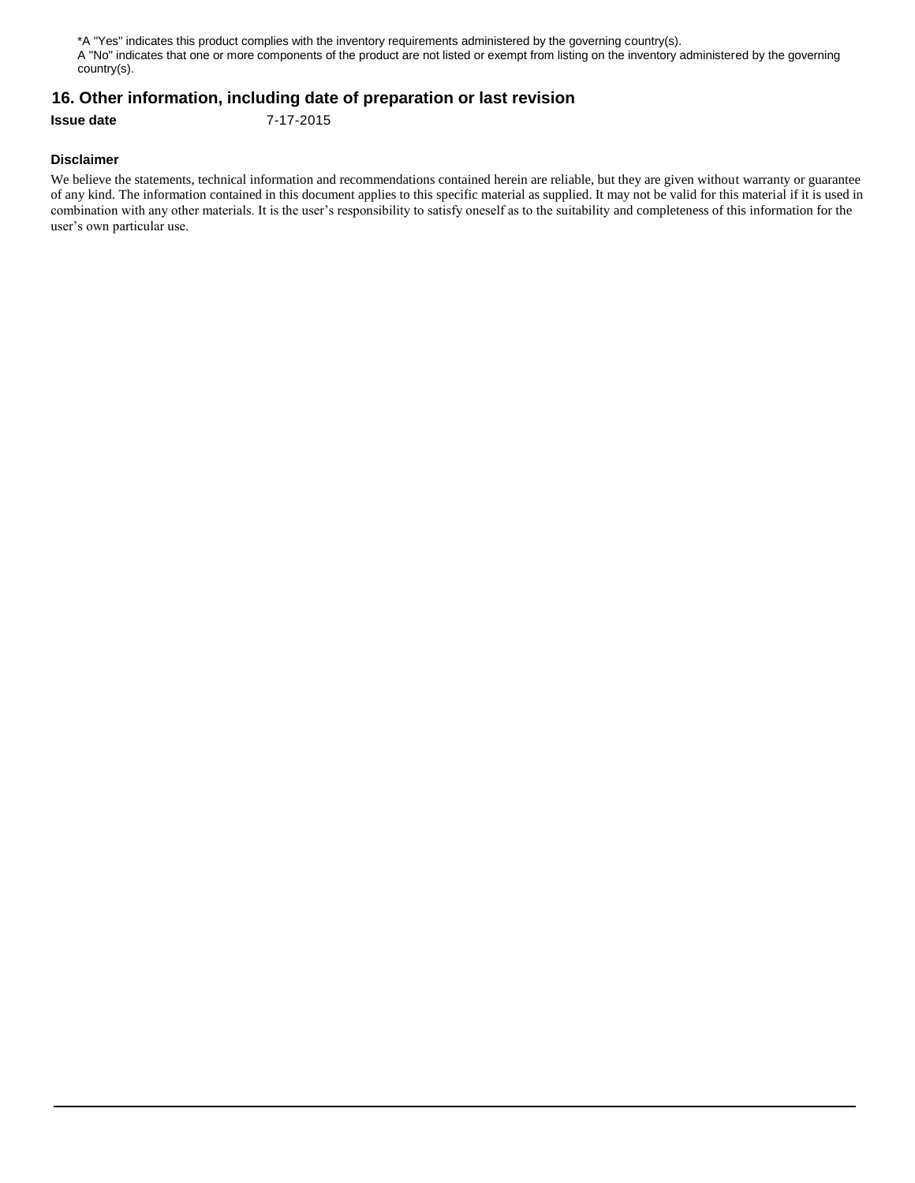*A "Yes" indicates this product complies with the inventory requirements administered by the governing country(s).
A "No" indicates that one or more components of the product are not listed or exempt from listing on the inventory administered by the governing country(s).

## 16. Other information, including date of preparation or last revision

**Issue date** 7-17-2015

**Disclaimer**

We believe the statements, technical information and recommendations contained herein are reliable, but they are given without warranty or guarantee of any kind. The information contained in this document applies to this specific material as supplied. It may not be valid for this material if it is used in combination with any other materials. It is the user's responsibility to satisfy oneself as to the suitability and completeness of this information for the user's own particular use.